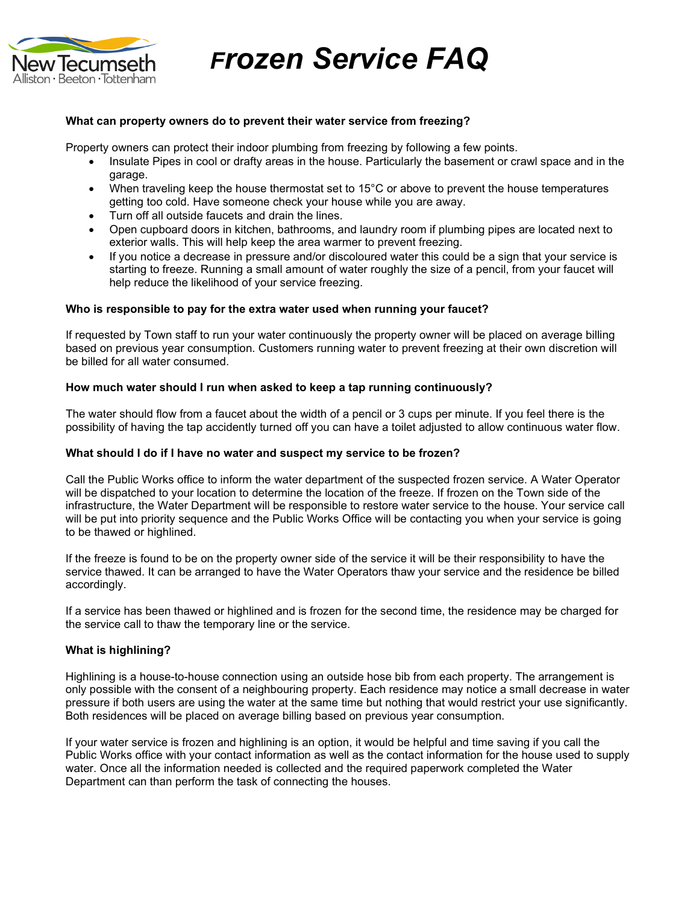# Frozen Service FAQ

**What can property owners do to prevent their water service from freezing?**

Property owners can protect their indoor plumbing from freezing by following a few points.

- Insulate Pipes in cool or drafty areas in the house. Particularly the basement or crawl space and in the garage.
- When traveling keep the house thermostat set to 15°C or above to prevent the house temperatures getting too cold. Have someone check your house while you are away.
- Turn off all outside faucets and drain the lines.
- Open cupboard doors in kitchen, bathrooms, and laundry room if plumbing pipes are located next to exterior walls. This will help keep the area warmer to prevent freezing.
- If you notice a decrease in pressure and/or discoloured water this could be a sign that your service is starting to freeze. Running a small amount of water roughly the size of a pencil, from your faucet will help reduce the likelihood of your service freezing.

**Who is responsible to pay for the extra water used when running your faucet?**

If requested by Town staff to run your water continuously the property owner will be placed on average billing based on previous year consumption. Customers running water to prevent freezing at their own discretion will be billed for all water consumed.

**How much water should I run when asked to keep a tap running continuously?**

The water should flow from a faucet about the width of a pencil or 3 cups per minute. If you feel there is the possibility of having the tap accidently turned off you can have a toilet adjusted to allow continuous water flow.

**What should I do if I have no water and suspect my service to be frozen?**

Call the Public Works office to inform the water department of the suspected frozen service. A Water Operator will be dispatched to your location to determine the location of the freeze. If frozen on the Town side of the infrastructure, the Water Department will be responsible to restore water service to the house. Your service call will be put into priority sequence and the Public Works Office will be contacting you when your service is going to be thawed or highlined.

If the freeze is found to be on the property owner side of the service it will be their responsibility to have the service thawed. It can be arranged to have the Water Operators thaw your service and the residence be billed accordingly.

If a service has been thawed or highlined and is frozen for the second time, the residence may be charged for the service call to thaw the temporary line or the service.

**What is highlining?**

Highlining is a house-to-house connection using an outside hose bib from each property. The arrangement is only possible with the consent of a neighbouring property. Each residence may notice a small decrease in water pressure if both users are using the water at the same time but nothing that would restrict your use significantly. Both residences will be placed on average billing based on previous year consumption.

If your water service is frozen and highlining is an option, it would be helpful and time saving if you call the Public Works office with your contact information as well as the contact information for the house used to supply water. Once all the information needed is collected and the required paperwork completed the Water Department can than perform the task of connecting the houses.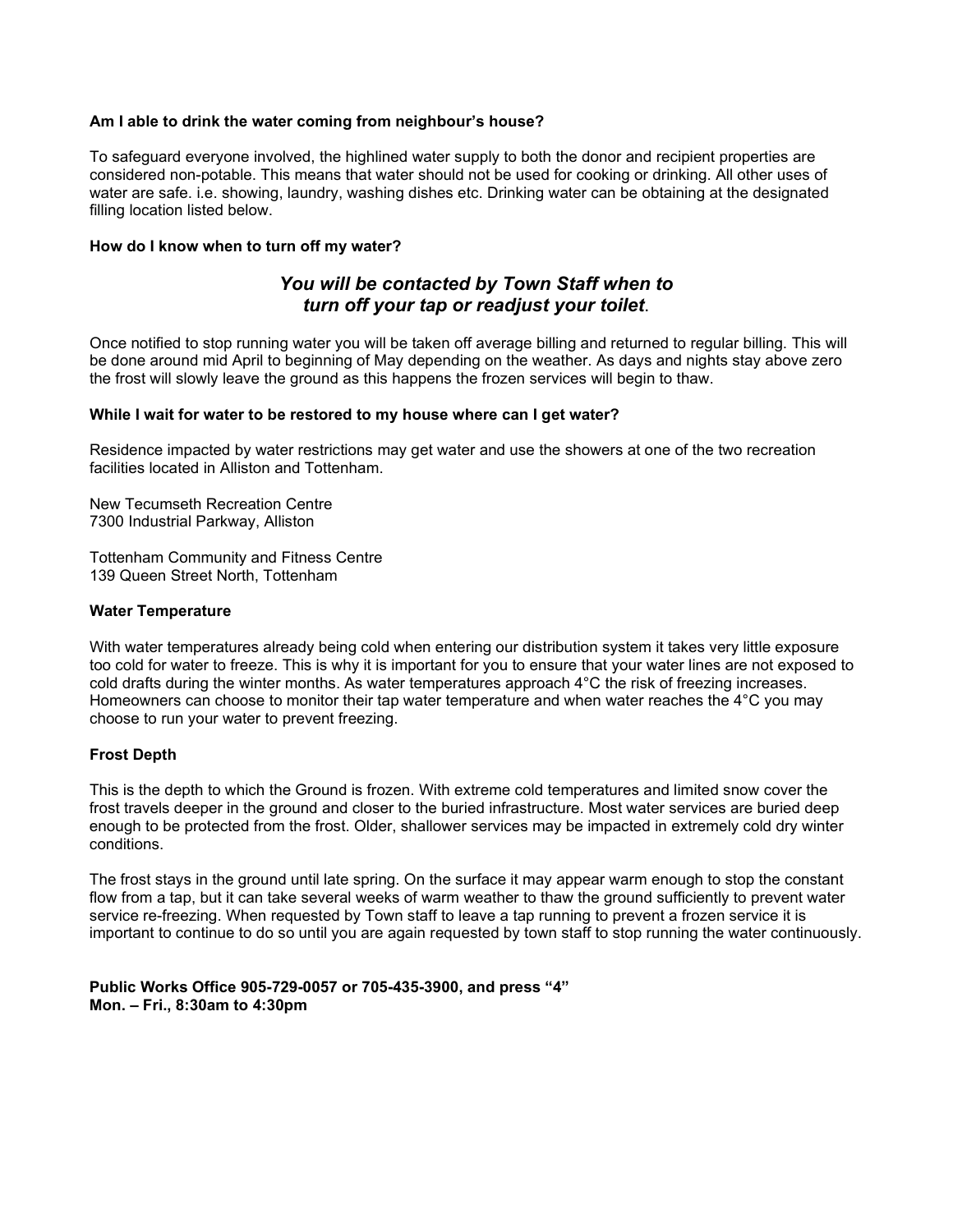**Am I able to drink the water coming from neighbour's house?**

To safeguard everyone involved, the highlined water supply to both the donor and recipient properties are considered non-potable. This means that water should not be used for cooking or drinking. All other uses of water are safe. i.e. showing, laundry, washing dishes etc. Drinking water can be obtaining at the designated filling location listed below.

**How do I know when to turn off my water?**

***You will be contacted by Town Staff when to turn off your tap or readjust your toilet*.**

Once notified to stop running water you will be taken off average billing and returned to regular billing. This will be done around mid April to beginning of May depending on the weather. As days and nights stay above zero the frost will slowly leave the ground as this happens the frozen services will begin to thaw.

**While I wait for water to be restored to my house where can I get water?**

Residence impacted by water restrictions may get water and use the showers at one of the two recreation facilities located in Alliston and Tottenham.

New Tecumseth Recreation Centre
7300 Industrial Parkway, Alliston

Tottenham Community and Fitness Centre
139 Queen Street North, Tottenham

**Water Temperature**

With water temperatures already being cold when entering our distribution system it takes very little exposure too cold for water to freeze. This is why it is important for you to ensure that your water lines are not exposed to cold drafts during the winter months. As water temperatures approach 4°C the risk of freezing increases. Homeowners can choose to monitor their tap water temperature and when water reaches the 4°C you may choose to run your water to prevent freezing.

**Frost Depth**

This is the depth to which the Ground is frozen. With extreme cold temperatures and limited snow cover the frost travels deeper in the ground and closer to the buried infrastructure. Most water services are buried deep enough to be protected from the frost. Older, shallower services may be impacted in extremely cold dry winter conditions.

The frost stays in the ground until late spring. On the surface it may appear warm enough to stop the constant flow from a tap, but it can take several weeks of warm weather to thaw the ground sufficiently to prevent water service re-freezing. When requested by Town staff to leave a tap running to prevent a frozen service it is important to continue to do so until you are again requested by town staff to stop running the water continuously.

**Public Works Office 905-729-0057 or 705-435-3900, and press "4"**
**Mon. – Fri., 8:30am to 4:30pm**